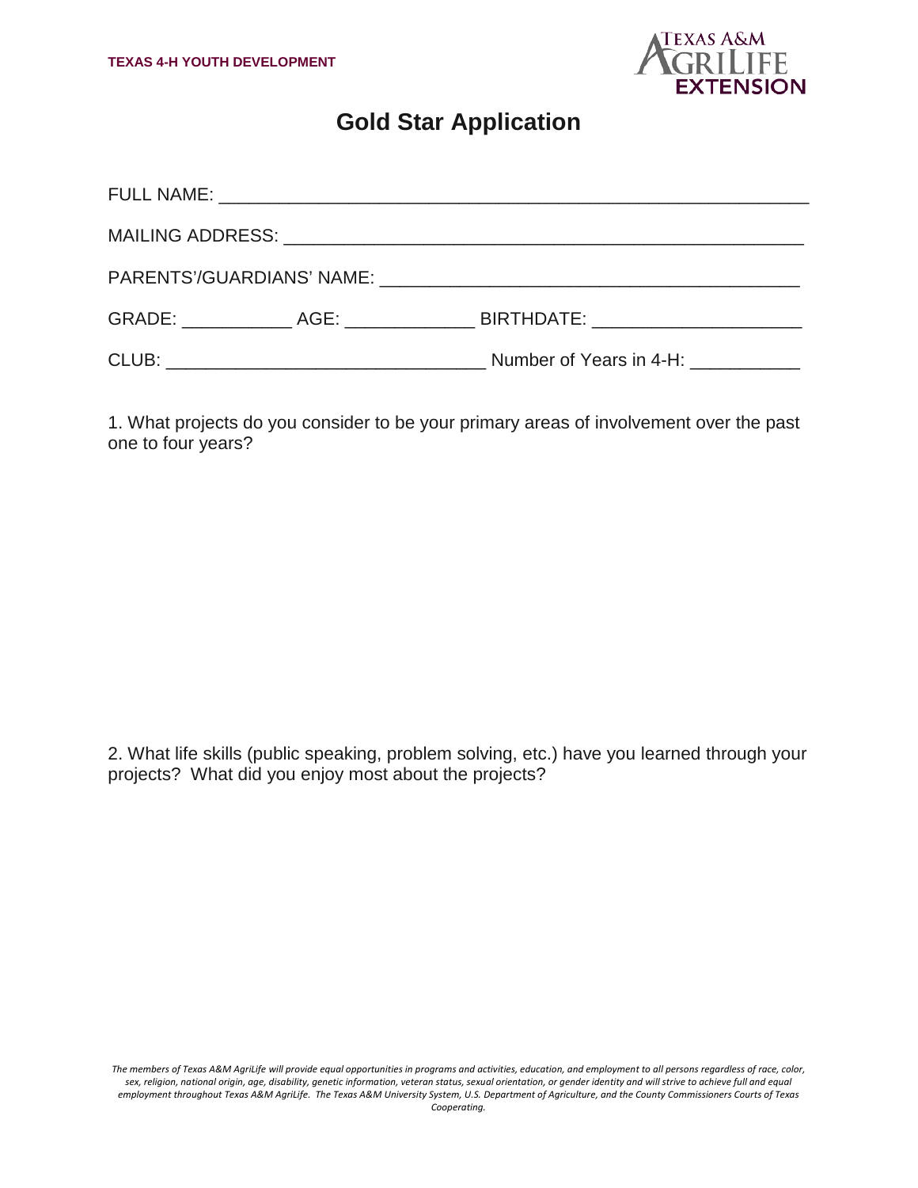TEXAS 4-H YOUTH DEVELOPMENT

TEXAS A&M AGRILIFE EXTENSION

# Gold Star Application

FULL NAME: ____________________________________________________________

MAILING ADDRESS: ______________________________________________________

PARENTS'/GUARDIANS' NAME: _____________________________________________

GRADE: ___________ AGE: _____________ BIRTHDATE: _____________________

CLUB: _______________________________ Number of Years in 4-H: ___________

1. What projects do you consider to be your primary areas of involvement over the past one to four years?

2. What life skills (public speaking, problem solving, etc.) have you learned through your projects? What did you enjoy most about the projects?

*The members of Texas A&M AgriLife will provide equal opportunities in programs and activities, education, and employment to all persons regardless of race, color, sex, religion, national origin, age, disability, genetic information, veteran status, sexual orientation, or gender identity and will strive to achieve full and equal employment throughout Texas A&M AgriLife. The Texas A&M University System, U.S. Department of Agriculture, and the County Commissioners Courts of Texas Cooperating.*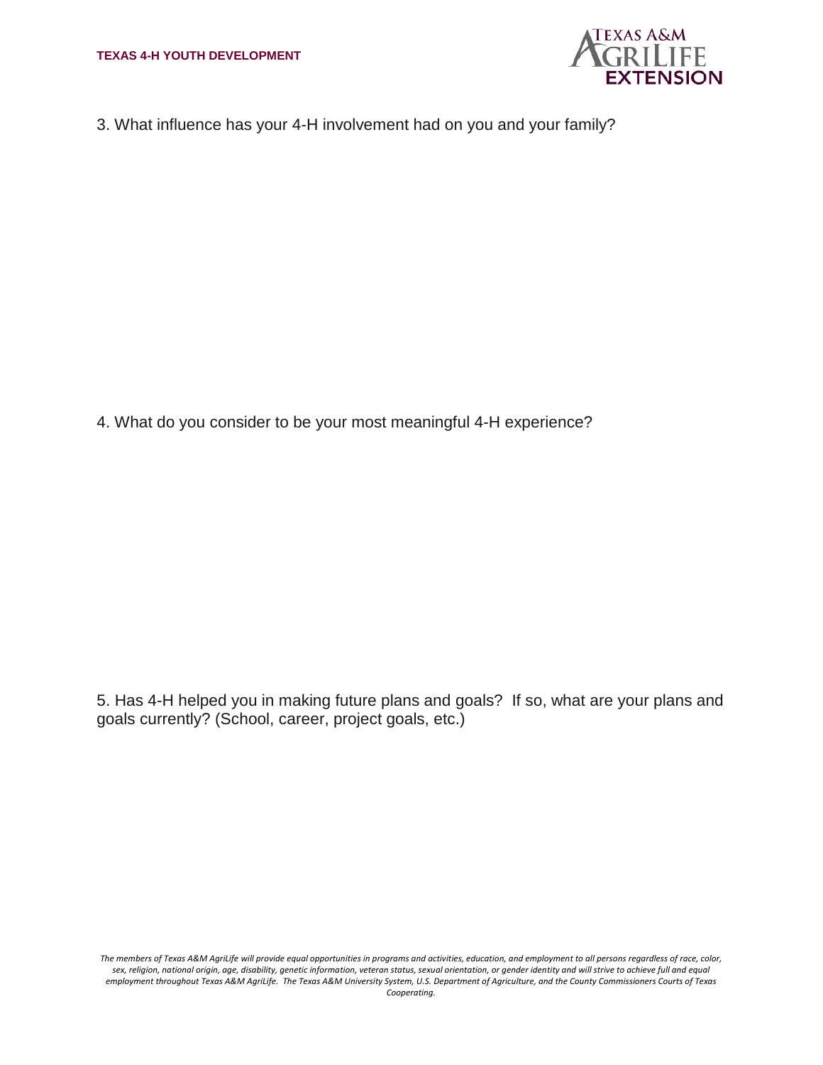3. What influence has your 4-H involvement had on you and your family?

4. What do you consider to be your most meaningful 4-H experience?

5. Has 4-H helped you in making future plans and goals? If so, what are your plans and goals currently? (School, career, project goals, etc.)

*The members of Texas A&M AgriLife will provide equal opportunities in programs and activities, education, and employment to all persons regardless of race, color, sex, religion, national origin, age, disability, genetic information, veteran status, sexual orientation, or gender identity and will strive to achieve full and equal employment throughout Texas A&M AgriLife. The Texas A&M University System, U.S. Department of Agriculture, and the County Commissioners Courts of Texas Cooperating.*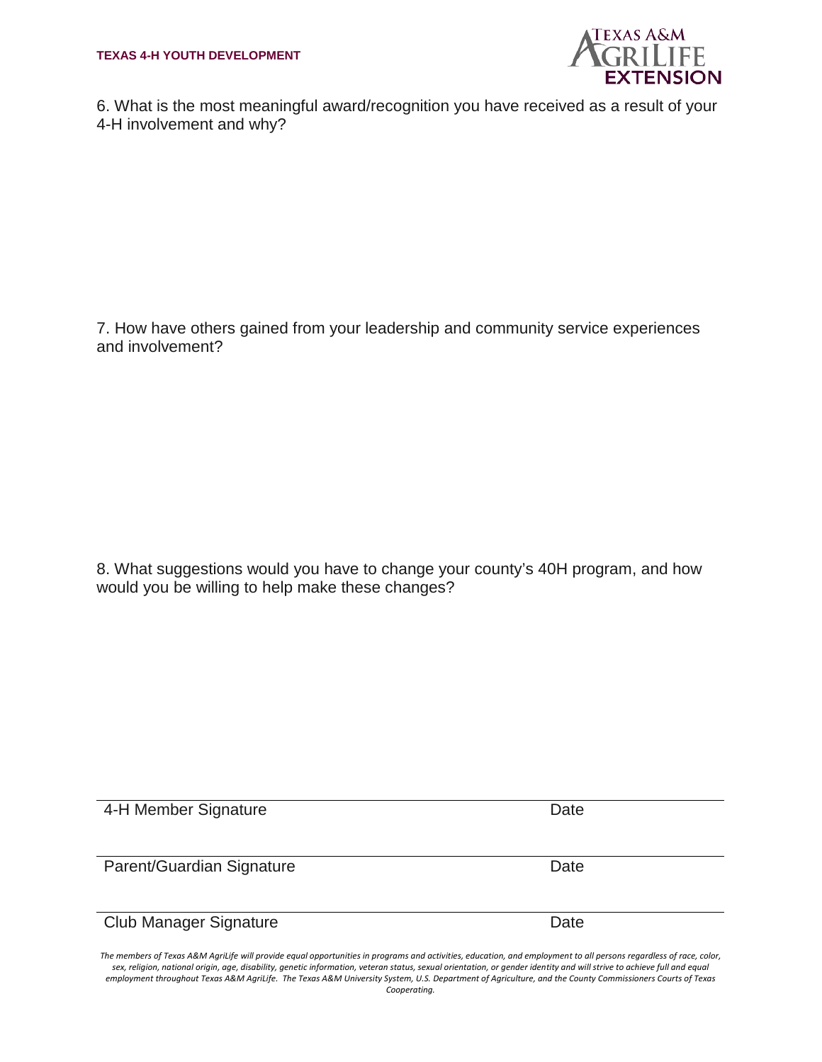6. What is the most meaningful award/recognition you have received as a result of your 4-H involvement and why?

7. How have others gained from your leadership and community service experiences and involvement?

8. What suggestions would you have to change your county's 40H program, and how would you be willing to help make these changes?

| | |
|---|---|
| 4-H Member Signature | Date |
| Parent/Guardian Signature | Date |
| Club Manager Signature | Date |

*The members of Texas A&M AgriLife will provide equal opportunities in programs and activities, education, and employment to all persons regardless of race, color, sex, religion, national origin, age, disability, genetic information, veteran status, sexual orientation, or gender identity and will strive to achieve full and equal employment throughout Texas A&M AgriLife. The Texas A&M University System, U.S. Department of Agriculture, and the County Commissioners Courts of Texas Cooperating.*